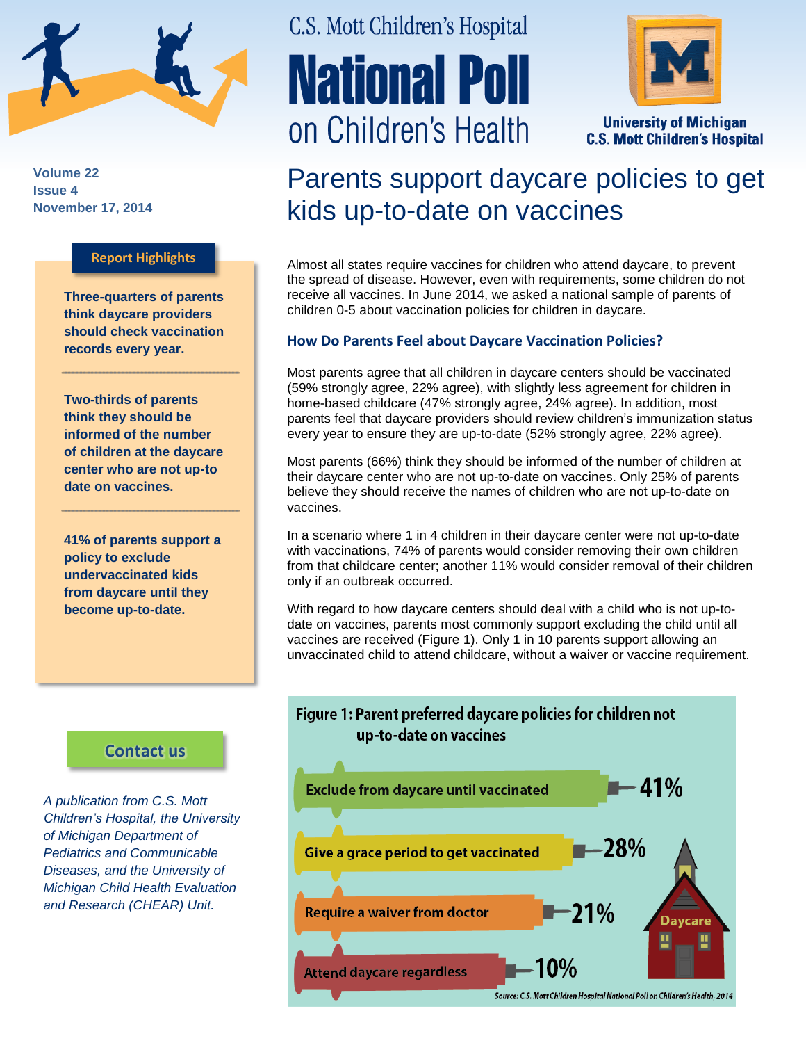C.S. Mott Children's Hospital

# National Poll on Children's Health

University of Michigan
C.S. Mott Children's Hospital

Volume 22
Issue 4
November 17, 2014

## Parents support daycare policies to get kids up-to-date on vaccines

**Report Highlights**

**Three-quarters of parents think daycare providers should check vaccination records every year.**

**Two-thirds of parents think they should be informed of the number of children at the daycare center who are not up-to date on vaccines.**

**41% of parents support a policy to exclude undervaccinated kids from daycare until they become up-to-date.**

Almost all states require vaccines for children who attend daycare, to prevent the spread of disease. However, even with requirements, some children do not receive all vaccines. In June 2014, we asked a national sample of parents of children 0-5 about vaccination policies for children in daycare.

### How Do Parents Feel about Daycare Vaccination Policies?

Most parents agree that all children in daycare centers should be vaccinated (59% strongly agree, 22% agree), with slightly less agreement for children in home-based childcare (47% strongly agree, 24% agree). In addition, most parents feel that daycare providers should review children's immunization status every year to ensure they are up-to-date (52% strongly agree, 22% agree).

Most parents (66%) think they should be informed of the number of children at their daycare center who are not up-to-date on vaccines. Only 25% of parents believe they should receive the names of children who are not up-to-date on vaccines.

In a scenario where 1 in 4 children in their daycare center were not up-to-date with vaccinations, 74% of parents would consider removing their own children from that childcare center; another 11% would consider removal of their children only if an outbreak occurred.

With regard to how daycare centers should deal with a child who is not up-to-date on vaccines, parents most commonly support excluding the child until all vaccines are received (Figure 1). Only 1 in 10 parents support allowing an unvaccinated child to attend childcare, without a waiver or vaccine requirement.

**Figure 1: Parent preferred daycare policies for children not up-to-date on vaccines**

| Policy | Percent |
|---|---|
| Exclude from daycare until vaccinated | 41% |
| Give a grace period to get vaccinated | 28% |
| Require a waiver from doctor | 21% |
| Attend daycare regardless | 10% |

Source: C.S. Mott Children Hospital National Poll on Children's Health, 2014

**Contact us**

*A publication from C.S. Mott Children's Hospital, the University of Michigan Department of Pediatrics and Communicable Diseases, and the University of Michigan Child Health Evaluation and Research (CHEAR) Unit.*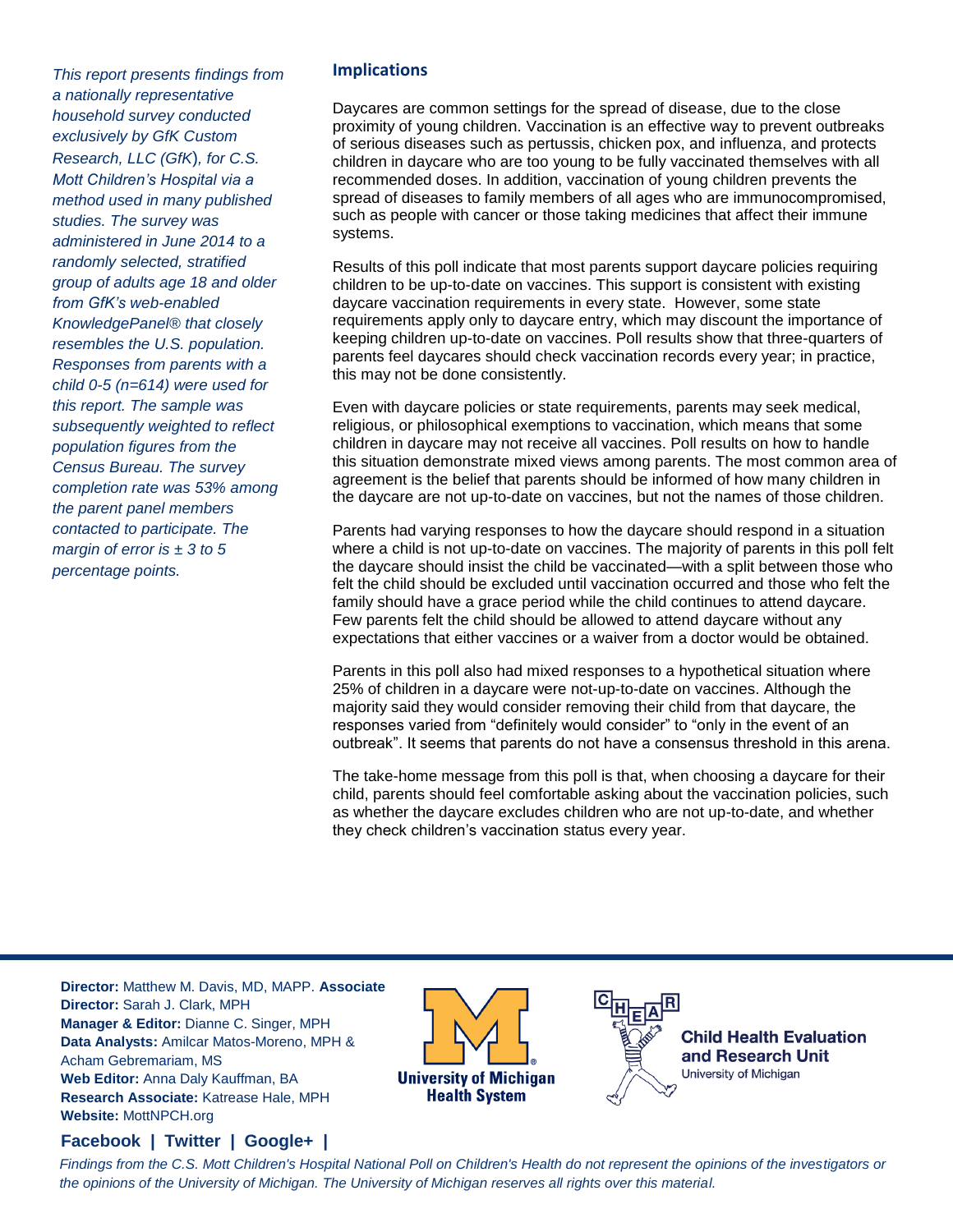*This report presents findings from a nationally representative household survey conducted exclusively by GfK Custom Research, LLC (GfK), for C.S. Mott Children's Hospital via a method used in many published studies. The survey was administered in June 2014 to a randomly selected, stratified group of adults age 18 and older from GfK's web-enabled KnowledgePanel® that closely resembles the U.S. population. Responses from parents with a child 0-5 (n=614) were used for this report. The sample was subsequently weighted to reflect population figures from the Census Bureau. The survey completion rate was 53% among the parent panel members contacted to participate. The margin of error is ± 3 to 5 percentage points.*

## Implications

Daycares are common settings for the spread of disease, due to the close proximity of young children. Vaccination is an effective way to prevent outbreaks of serious diseases such as pertussis, chicken pox, and influenza, and protects children in daycare who are too young to be fully vaccinated themselves with all recommended doses. In addition, vaccination of young children prevents the spread of diseases to family members of all ages who are immunocompromised, such as people with cancer or those taking medicines that affect their immune systems.

Results of this poll indicate that most parents support daycare policies requiring children to be up-to-date on vaccines. This support is consistent with existing daycare vaccination requirements in every state. However, some state requirements apply only to daycare entry, which may discount the importance of keeping children up-to-date on vaccines. Poll results show that three-quarters of parents feel daycares should check vaccination records every year; in practice, this may not be done consistently.

Even with daycare policies or state requirements, parents may seek medical, religious, or philosophical exemptions to vaccination, which means that some children in daycare may not receive all vaccines. Poll results on how to handle this situation demonstrate mixed views among parents. The most common area of agreement is the belief that parents should be informed of how many children in the daycare are not up-to-date on vaccines, but not the names of those children.

Parents had varying responses to how the daycare should respond in a situation where a child is not up-to-date on vaccines. The majority of parents in this poll felt the daycare should insist the child be vaccinated—with a split between those who felt the child should be excluded until vaccination occurred and those who felt the family should have a grace period while the child continues to attend daycare. Few parents felt the child should be allowed to attend daycare without any expectations that either vaccines or a waiver from a doctor would be obtained.

Parents in this poll also had mixed responses to a hypothetical situation where 25% of children in a daycare were not-up-to-date on vaccines. Although the majority said they would consider removing their child from that daycare, the responses varied from "definitely would consider" to "only in the event of an outbreak". It seems that parents do not have a consensus threshold in this arena.

The take-home message from this poll is that, when choosing a daycare for their child, parents should feel comfortable asking about the vaccination policies, such as whether the daycare excludes children who are not up-to-date, and whether they check children's vaccination status every year.

**Director:** Matthew M. Davis, MD, MAPP. **Associate Director:** Sarah J. Clark, MPH
**Manager & Editor:** Dianne C. Singer, MPH
**Data Analysts:** Amilcar Matos-Moreno, MPH & Acham Gebremariam, MS
**Web Editor:** Anna Daly Kauffman, BA
**Research Associate:** Katrease Hale, MPH
**Website:** MottNPCH.org

University of Michigan Health System

Child Health Evaluation and Research Unit
University of Michigan

**Facebook | Twitter | Google+ |**

*Findings from the C.S. Mott Children's Hospital National Poll on Children's Health do not represent the opinions of the investigators or the opinions of the University of Michigan. The University of Michigan reserves all rights over this material.*